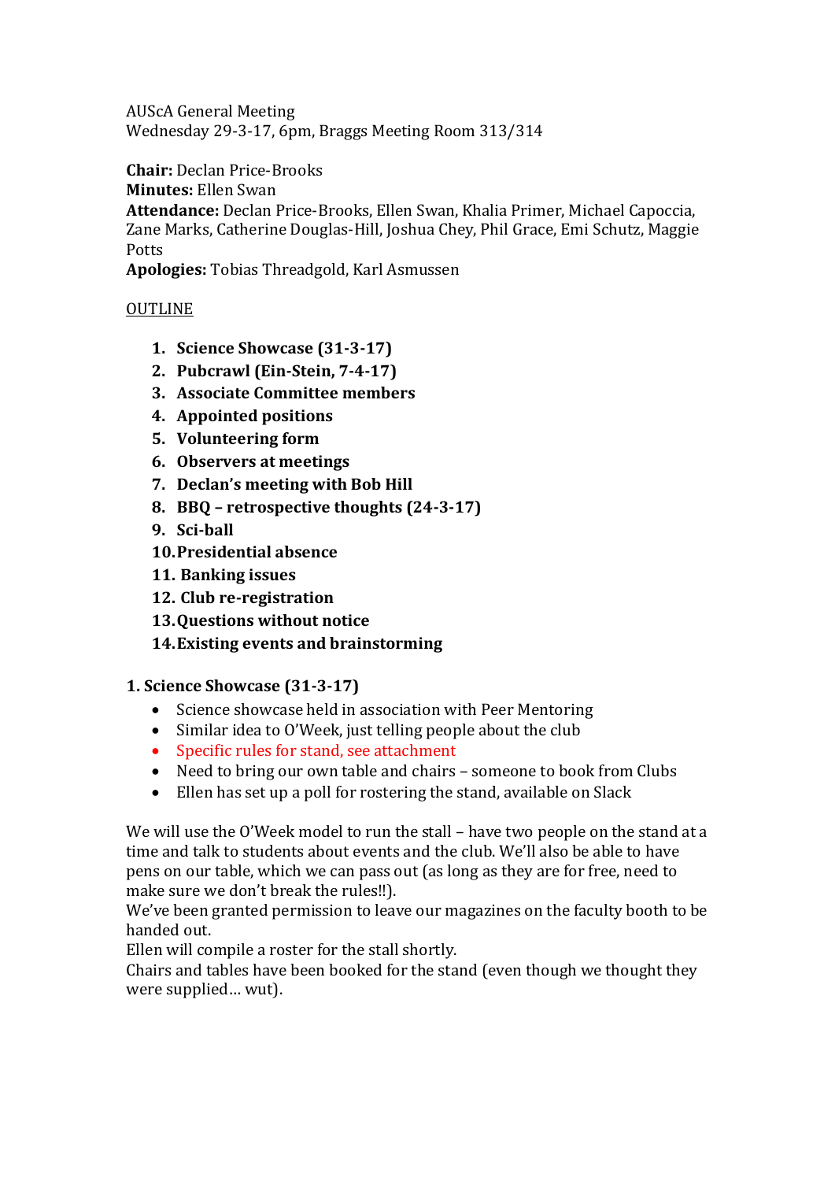AUScA General Meeting
Wednesday 29-3-17, 6pm, Braggs Meeting Room 313/314

**Chair:** Declan Price-Brooks
**Minutes:** Ellen Swan
**Attendance:** Declan Price-Brooks, Ellen Swan, Khalia Primer, Michael Capoccia, Zane Marks, Catherine Douglas-Hill, Joshua Chey, Phil Grace, Emi Schutz, Maggie Potts
**Apologies:** Tobias Threadgold, Karl Asmussen

OUTLINE

1. **Science Showcase (31-3-17)**
2. **Pubcrawl (Ein-Stein, 7-4-17)**
3. **Associate Committee members**
4. **Appointed positions**
5. **Volunteering form**
6. **Observers at meetings**
7. **Declan's meeting with Bob Hill**
8. **BBQ – retrospective thoughts (24-3-17)**
9. **Sci-ball**
10. **Presidential absence**
11. **Banking issues**
12. **Club re-registration**
13. **Questions without notice**
14. **Existing events and brainstorming**

### 1. Science Showcase (31-3-17)

- Science showcase held in association with Peer Mentoring
- Similar idea to O'Week, just telling people about the club
- Specific rules for stand, see attachment
- Need to bring our own table and chairs – someone to book from Clubs
- Ellen has set up a poll for rostering the stand, available on Slack

We will use the O'Week model to run the stall – have two people on the stand at a time and talk to students about events and the club. We'll also be able to have pens on our table, which we can pass out (as long as they are for free, need to make sure we don't break the rules!!).
We've been granted permission to leave our magazines on the faculty booth to be handed out.
Ellen will compile a roster for the stall shortly.
Chairs and tables have been booked for the stand (even though we thought they were supplied… wut).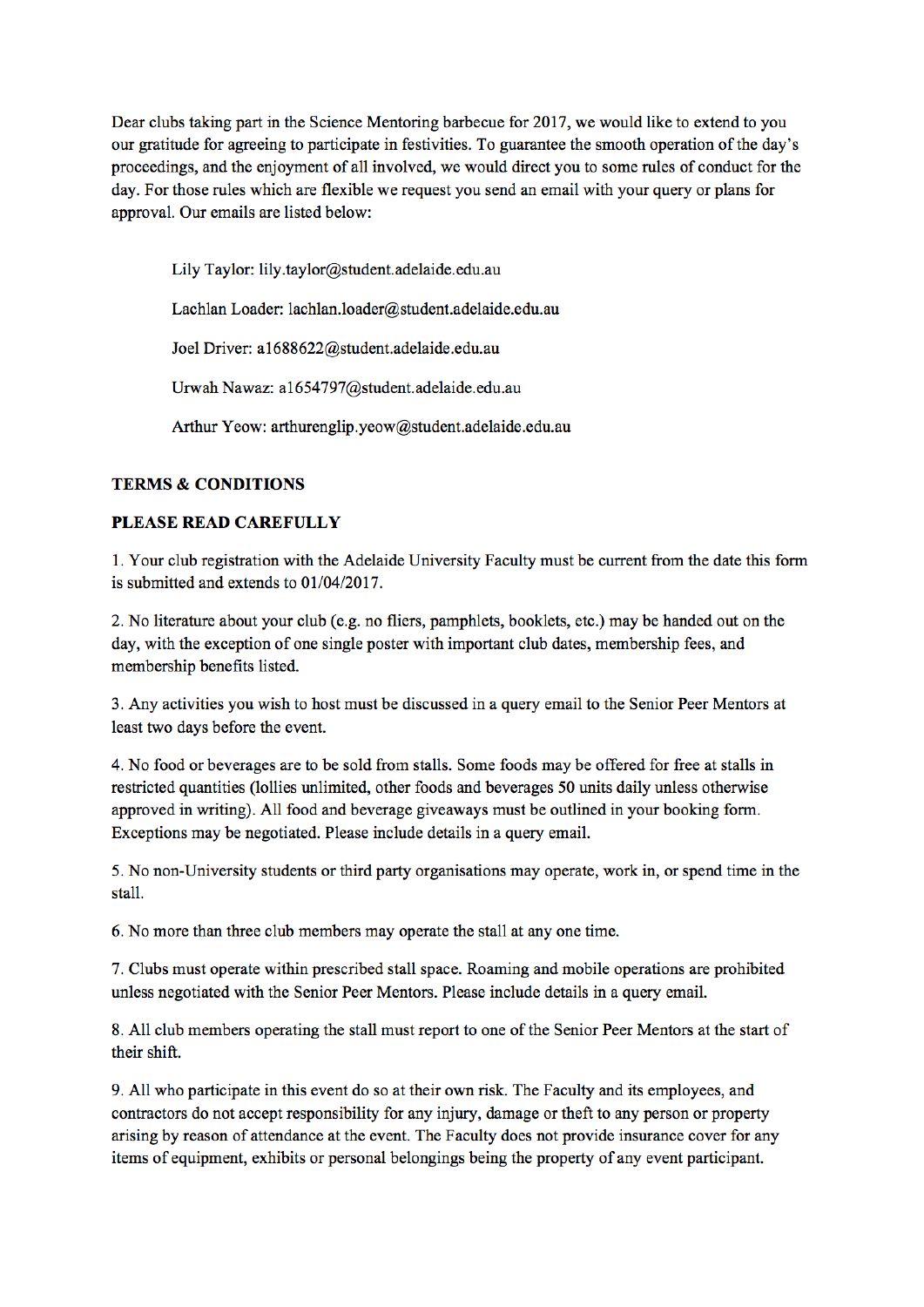Dear clubs taking part in the Science Mentoring barbecue for 2017, we would like to extend to you our gratitude for agreeing to participate in festivities. To guarantee the smooth operation of the day's proceedings, and the enjoyment of all involved, we would direct you to some rules of conduct for the day. For those rules which are flexible we request you send an email with your query or plans for approval. Our emails are listed below:

Lily Taylor: lily.taylor@student.adelaide.edu.au

Lachlan Loader: lachlan.loader@student.adelaide.edu.au

Joel Driver: a1688622@student.adelaide.edu.au

Urwah Nawaz: a1654797@student.adelaide.edu.au

Arthur Yeow: arthurenglip.yeow@student.adelaide.edu.au

**TERMS & CONDITIONS**

**PLEASE READ CAREFULLY**

1. Your club registration with the Adelaide University Faculty must be current from the date this form is submitted and extends to 01/04/2017.

2. No literature about your club (e.g. no fliers, pamphlets, booklets, etc.) may be handed out on the day, with the exception of one single poster with important club dates, membership fees, and membership benefits listed.

3. Any activities you wish to host must be discussed in a query email to the Senior Peer Mentors at least two days before the event.

4. No food or beverages are to be sold from stalls. Some foods may be offered for free at stalls in restricted quantities (lollies unlimited, other foods and beverages 50 units daily unless otherwise approved in writing). All food and beverage giveaways must be outlined in your booking form. Exceptions may be negotiated. Please include details in a query email.

5. No non-University students or third party organisations may operate, work in, or spend time in the stall.

6. No more than three club members may operate the stall at any one time.

7. Clubs must operate within prescribed stall space. Roaming and mobile operations are prohibited unless negotiated with the Senior Peer Mentors. Please include details in a query email.

8. All club members operating the stall must report to one of the Senior Peer Mentors at the start of their shift.

9. All who participate in this event do so at their own risk. The Faculty and its employees, and contractors do not accept responsibility for any injury, damage or theft to any person or property arising by reason of attendance at the event. The Faculty does not provide insurance cover for any items of equipment, exhibits or personal belongings being the property of any event participant.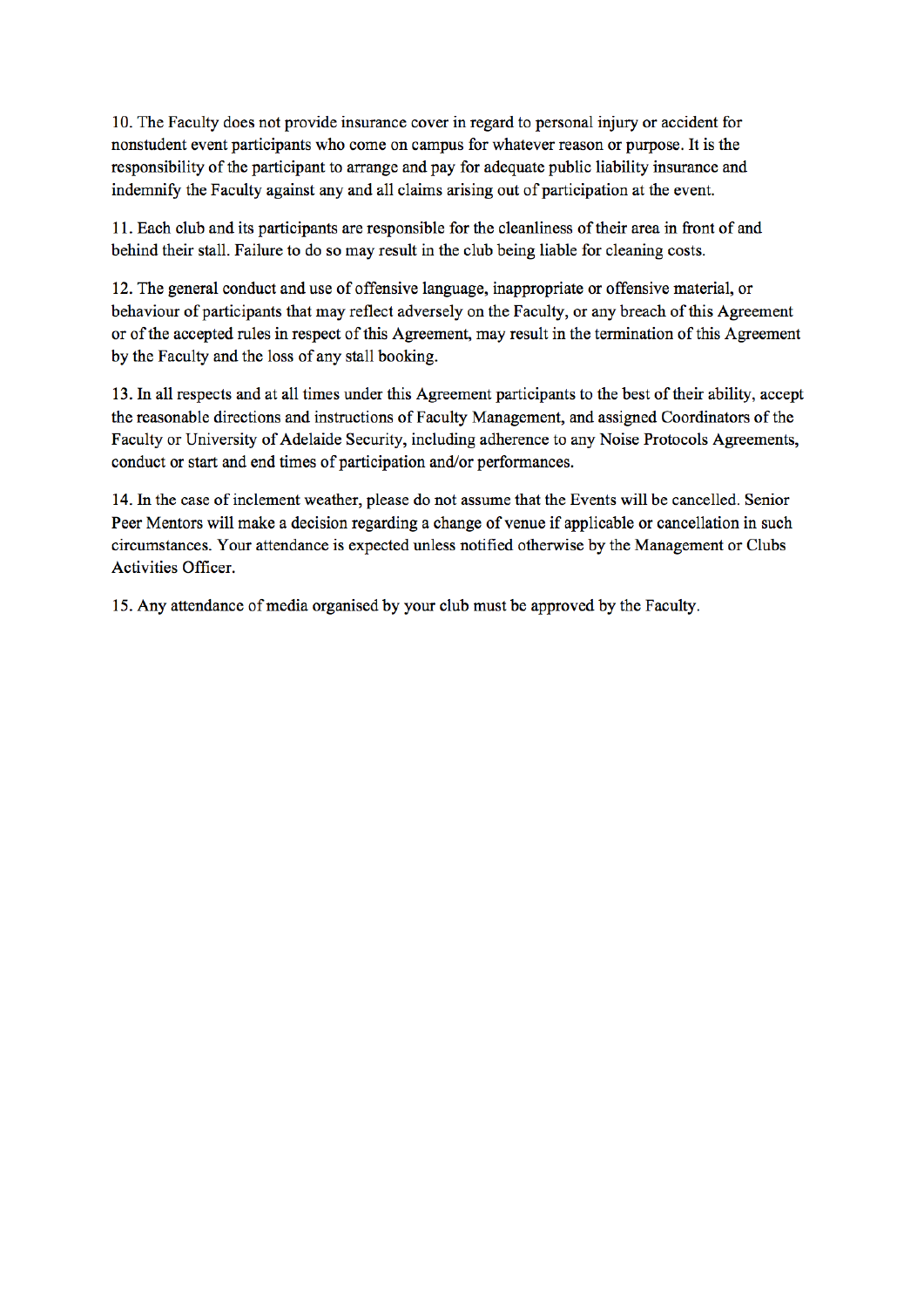10. The Faculty does not provide insurance cover in regard to personal injury or accident for nonstudent event participants who come on campus for whatever reason or purpose. It is the responsibility of the participant to arrange and pay for adequate public liability insurance and indemnify the Faculty against any and all claims arising out of participation at the event.

11. Each club and its participants are responsible for the cleanliness of their area in front of and behind their stall. Failure to do so may result in the club being liable for cleaning costs.

12. The general conduct and use of offensive language, inappropriate or offensive material, or behaviour of participants that may reflect adversely on the Faculty, or any breach of this Agreement or of the accepted rules in respect of this Agreement, may result in the termination of this Agreement by the Faculty and the loss of any stall booking.

13. In all respects and at all times under this Agreement participants to the best of their ability, accept the reasonable directions and instructions of Faculty Management, and assigned Coordinators of the Faculty or University of Adelaide Security, including adherence to any Noise Protocols Agreements, conduct or start and end times of participation and/or performances.

14. In the case of inclement weather, please do not assume that the Events will be cancelled. Senior Peer Mentors will make a decision regarding a change of venue if applicable or cancellation in such circumstances. Your attendance is expected unless notified otherwise by the Management or Clubs Activities Officer.

15. Any attendance of media organised by your club must be approved by the Faculty.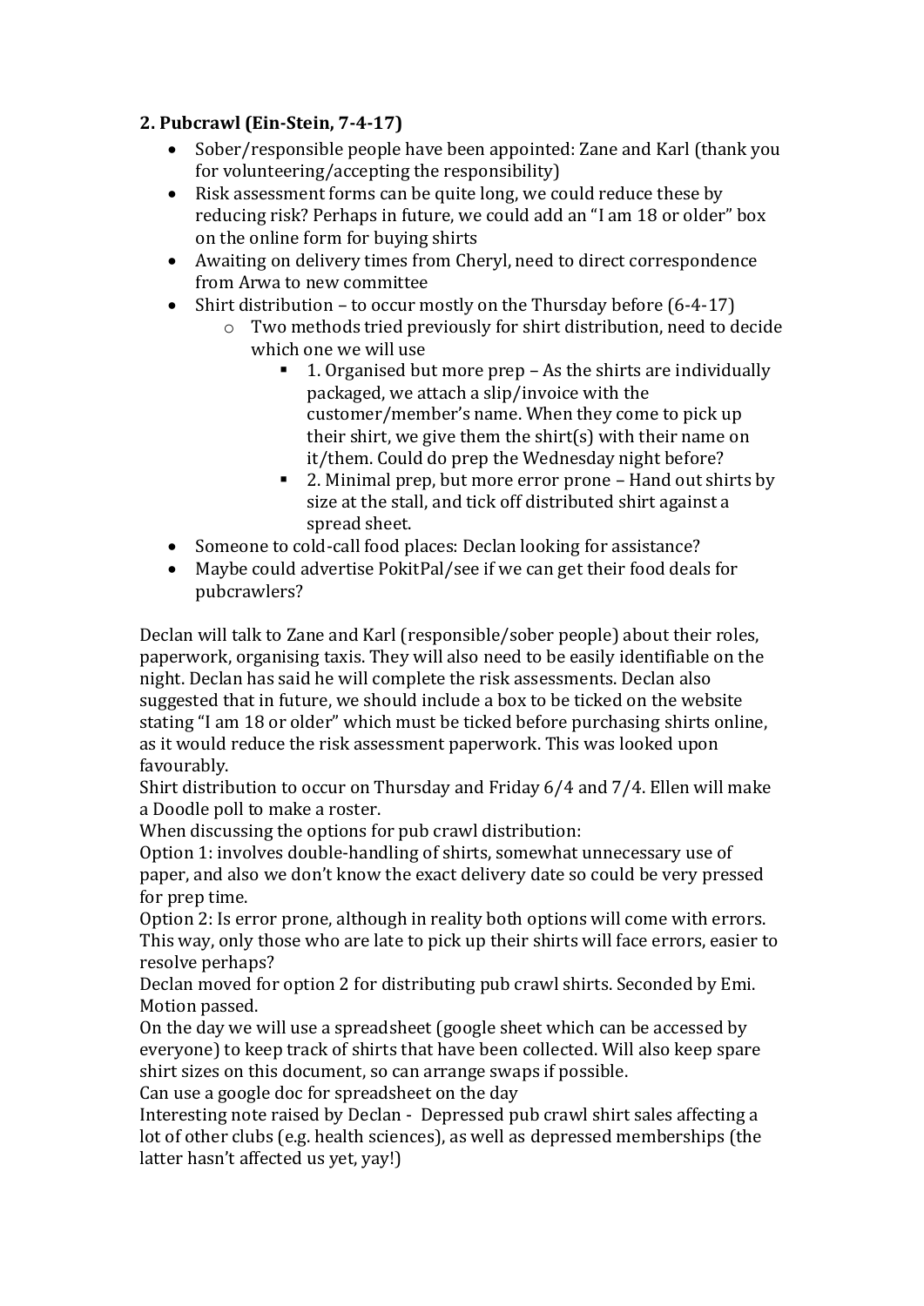### 2. Pubcrawl (Ein-Stein, 7-4-17)

- Sober/responsible people have been appointed: Zane and Karl (thank you for volunteering/accepting the responsibility)
- Risk assessment forms can be quite long, we could reduce these by reducing risk? Perhaps in future, we could add an "I am 18 or older" box on the online form for buying shirts
- Awaiting on delivery times from Cheryl, need to direct correspondence from Arwa to new committee
- Shirt distribution – to occur mostly on the Thursday before (6-4-17)
    - Two methods tried previously for shirt distribution, need to decide which one we will use
        - 1. Organised but more prep – As the shirts are individually packaged, we attach a slip/invoice with the customer/member's name. When they come to pick up their shirt, we give them the shirt(s) with their name on it/them. Could do prep the Wednesday night before?
        - 2. Minimal prep, but more error prone – Hand out shirts by size at the stall, and tick off distributed shirt against a spread sheet.
- Someone to cold-call food places: Declan looking for assistance?
- Maybe could advertise PokitPal/see if we can get their food deals for pubcrawlers?

Declan will talk to Zane and Karl (responsible/sober people) about their roles, paperwork, organising taxis. They will also need to be easily identifiable on the night. Declan has said he will complete the risk assessments. Declan also suggested that in future, we should include a box to be ticked on the website stating "I am 18 or older" which must be ticked before purchasing shirts online, as it would reduce the risk assessment paperwork. This was looked upon favourably.

Shirt distribution to occur on Thursday and Friday 6/4 and 7/4. Ellen will make a Doodle poll to make a roster.

When discussing the options for pub crawl distribution:

Option 1: involves double-handling of shirts, somewhat unnecessary use of paper, and also we don't know the exact delivery date so could be very pressed for prep time.

Option 2: Is error prone, although in reality both options will come with errors. This way, only those who are late to pick up their shirts will face errors, easier to resolve perhaps?

Declan moved for option 2 for distributing pub crawl shirts. Seconded by Emi. Motion passed.

On the day we will use a spreadsheet (google sheet which can be accessed by everyone) to keep track of shirts that have been collected. Will also keep spare shirt sizes on this document, so can arrange swaps if possible.

Can use a google doc for spreadsheet on the day

Interesting note raised by Declan - Depressed pub crawl shirt sales affecting a lot of other clubs (e.g. health sciences), as well as depressed memberships (the latter hasn't affected us yet, yay!)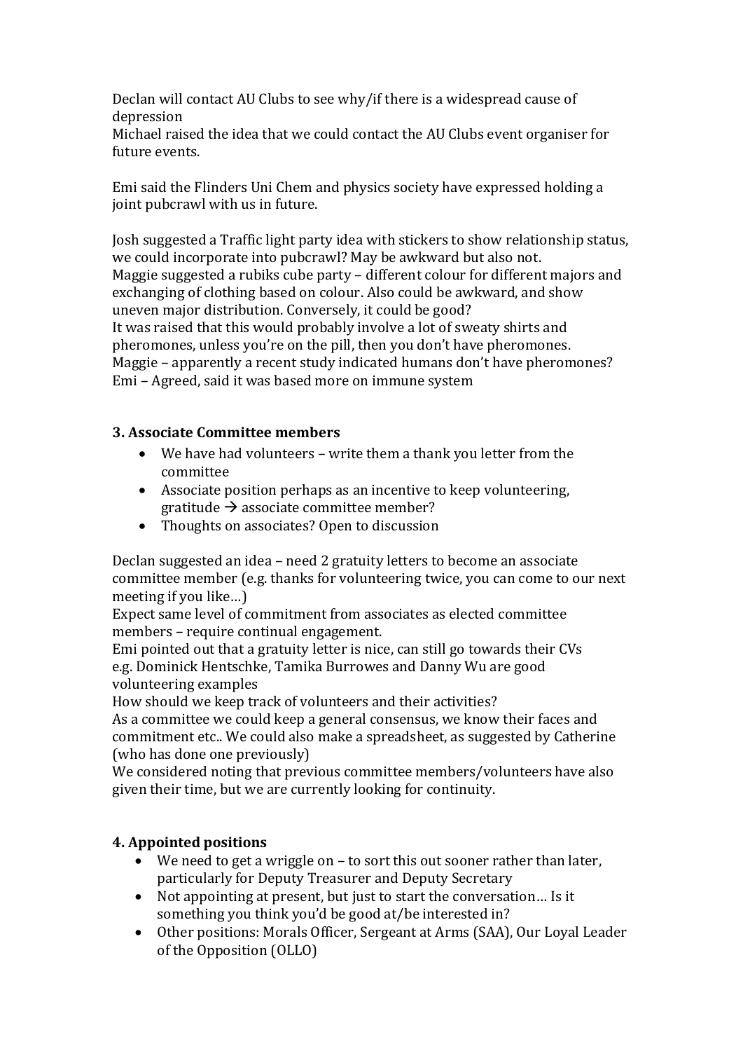Declan will contact AU Clubs to see why/if there is a widespread cause of depression
Michael raised the idea that we could contact the AU Clubs event organiser for future events.

Emi said the Flinders Uni Chem and physics society have expressed holding a joint pubcrawl with us in future.

Josh suggested a Traffic light party idea with stickers to show relationship status, we could incorporate into pubcrawl? May be awkward but also not.
Maggie suggested a rubiks cube party – different colour for different majors and exchanging of clothing based on colour. Also could be awkward, and show uneven major distribution. Conversely, it could be good?
It was raised that this would probably involve a lot of sweaty shirts and pheromones, unless you're on the pill, then you don't have pheromones.
Maggie – apparently a recent study indicated humans don't have pheromones?
Emi – Agreed, said it was based more on immune system

### 3. Associate Committee members

- We have had volunteers – write them a thank you letter from the committee
- Associate position perhaps as an incentive to keep volunteering, gratitude → associate committee member?
- Thoughts on associates? Open to discussion

Declan suggested an idea – need 2 gratuity letters to become an associate committee member (e.g. thanks for volunteering twice, you can come to our next meeting if you like…)
Expect same level of commitment from associates as elected committee members – require continual engagement.
Emi pointed out that a gratuity letter is nice, can still go towards their CVs e.g. Dominick Hentschke, Tamika Burrowes and Danny Wu are good volunteering examples
How should we keep track of volunteers and their activities?
As a committee we could keep a general consensus, we know their faces and commitment etc.. We could also make a spreadsheet, as suggested by Catherine (who has done one previously)
We considered noting that previous committee members/volunteers have also given their time, but we are currently looking for continuity.

### 4. Appointed positions

- We need to get a wriggle on – to sort this out sooner rather than later, particularly for Deputy Treasurer and Deputy Secretary
- Not appointing at present, but just to start the conversation… Is it something you think you'd be good at/be interested in?
- Other positions: Morals Officer, Sergeant at Arms (SAA), Our Loyal Leader of the Opposition (OLLO)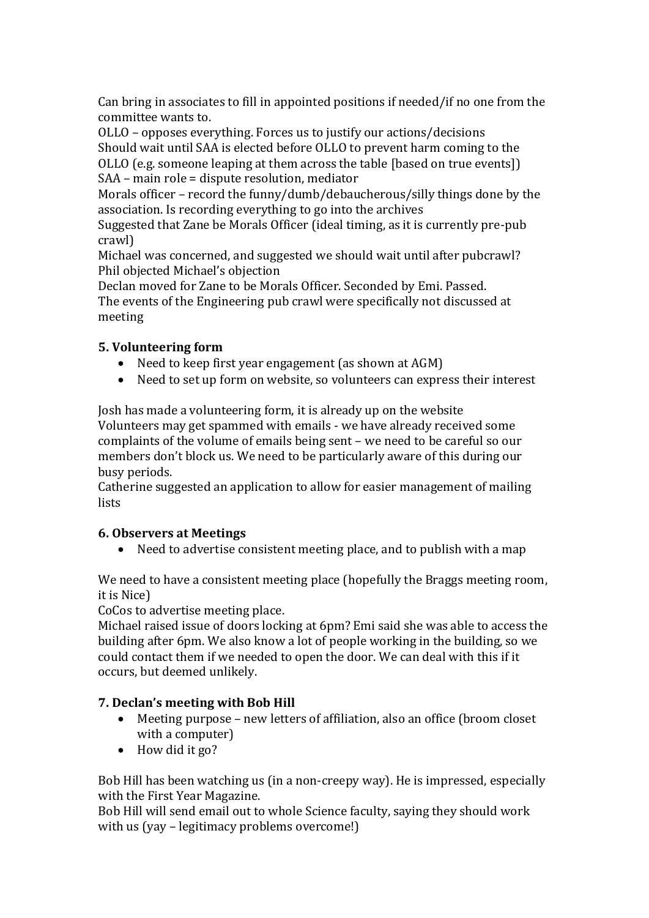Can bring in associates to fill in appointed positions if needed/if no one from the committee wants to.
OLLO – opposes everything. Forces us to justify our actions/decisions
Should wait until SAA is elected before OLLO to prevent harm coming to the OLLO (e.g. someone leaping at them across the table [based on true events])
SAA – main role = dispute resolution, mediator
Morals officer – record the funny/dumb/debaucherous/silly things done by the association. Is recording everything to go into the archives
Suggested that Zane be Morals Officer (ideal timing, as it is currently pre-pub crawl)
Michael was concerned, and suggested we should wait until after pubcrawl?
Phil objected Michael's objection
Declan moved for Zane to be Morals Officer. Seconded by Emi. Passed.
The events of the Engineering pub crawl were specifically not discussed at meeting

**5. Volunteering form**

- Need to keep first year engagement (as shown at AGM)
- Need to set up form on website, so volunteers can express their interest

Josh has made a volunteering form, it is already up on the website
Volunteers may get spammed with emails - we have already received some complaints of the volume of emails being sent – we need to be careful so our members don't block us. We need to be particularly aware of this during our busy periods.
Catherine suggested an application to allow for easier management of mailing lists

**6. Observers at Meetings**

- Need to advertise consistent meeting place, and to publish with a map

We need to have a consistent meeting place (hopefully the Braggs meeting room, it is Nice)
CoCos to advertise meeting place.
Michael raised issue of doors locking at 6pm? Emi said she was able to access the building after 6pm. We also know a lot of people working in the building, so we could contact them if we needed to open the door. We can deal with this if it occurs, but deemed unlikely.

**7. Declan's meeting with Bob Hill**

- Meeting purpose – new letters of affiliation, also an office (broom closet with a computer)
- How did it go?

Bob Hill has been watching us (in a non-creepy way). He is impressed, especially with the First Year Magazine.
Bob Hill will send email out to whole Science faculty, saying they should work with us (yay – legitimacy problems overcome!)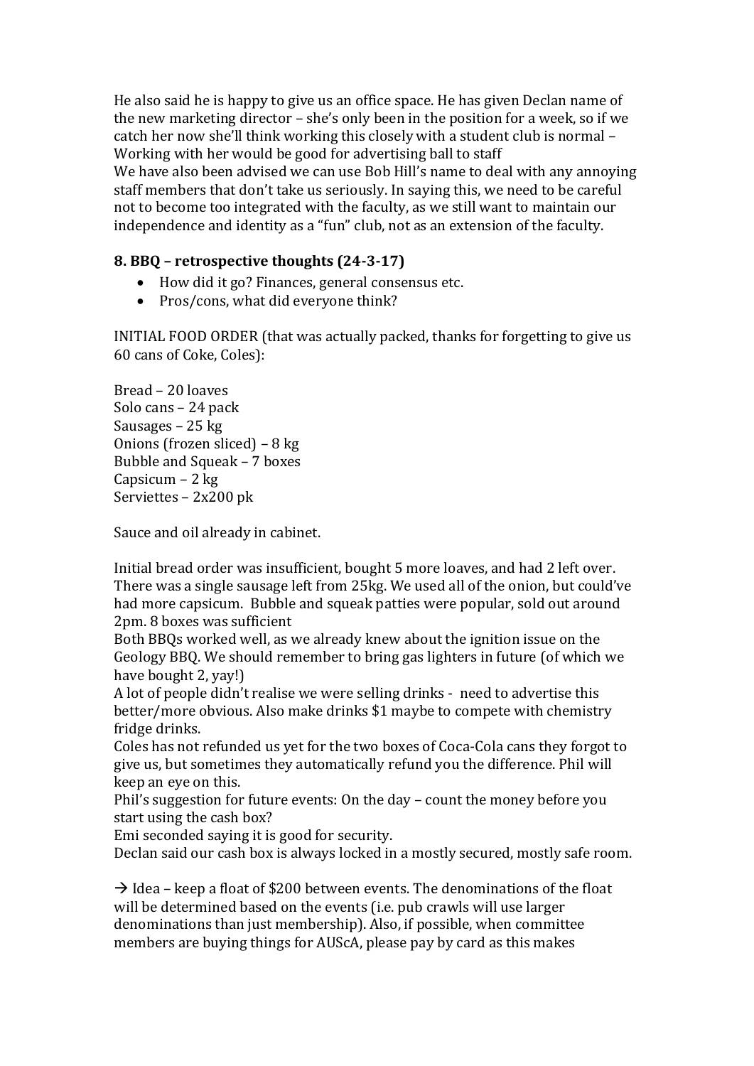He also said he is happy to give us an office space. He has given Declan name of the new marketing director – she's only been in the position for a week, so if we catch her now she'll think working this closely with a student club is normal – Working with her would be good for advertising ball to staff
We have also been advised we can use Bob Hill's name to deal with any annoying staff members that don't take us seriously. In saying this, we need to be careful not to become too integrated with the faculty, as we still want to maintain our independence and identity as a "fun" club, not as an extension of the faculty.

### 8. BBQ – retrospective thoughts (24-3-17)

- How did it go? Finances, general consensus etc.
- Pros/cons, what did everyone think?

INITIAL FOOD ORDER (that was actually packed, thanks for forgetting to give us 60 cans of Coke, Coles):

Bread – 20 loaves
Solo cans – 24 pack
Sausages – 25 kg
Onions (frozen sliced) – 8 kg
Bubble and Squeak – 7 boxes
Capsicum – 2 kg
Serviettes – 2x200 pk

Sauce and oil already in cabinet.

Initial bread order was insufficient, bought 5 more loaves, and had 2 left over. There was a single sausage left from 25kg. We used all of the onion, but could've had more capsicum. Bubble and squeak patties were popular, sold out around 2pm. 8 boxes was sufficient
Both BBQs worked well, as we already knew about the ignition issue on the Geology BBQ. We should remember to bring gas lighters in future (of which we have bought 2, yay!)
A lot of people didn't realise we were selling drinks - need to advertise this better/more obvious. Also make drinks $1 maybe to compete with chemistry fridge drinks.
Coles has not refunded us yet for the two boxes of Coca-Cola cans they forgot to give us, but sometimes they automatically refund you the difference. Phil will keep an eye on this.
Phil's suggestion for future events: On the day – count the money before you start using the cash box?
Emi seconded saying it is good for security.
Declan said our cash box is always locked in a mostly secured, mostly safe room.

→ Idea – keep a float of $200 between events. The denominations of the float will be determined based on the events (i.e. pub crawls will use larger denominations than just membership). Also, if possible, when committee members are buying things for AUScA, please pay by card as this makes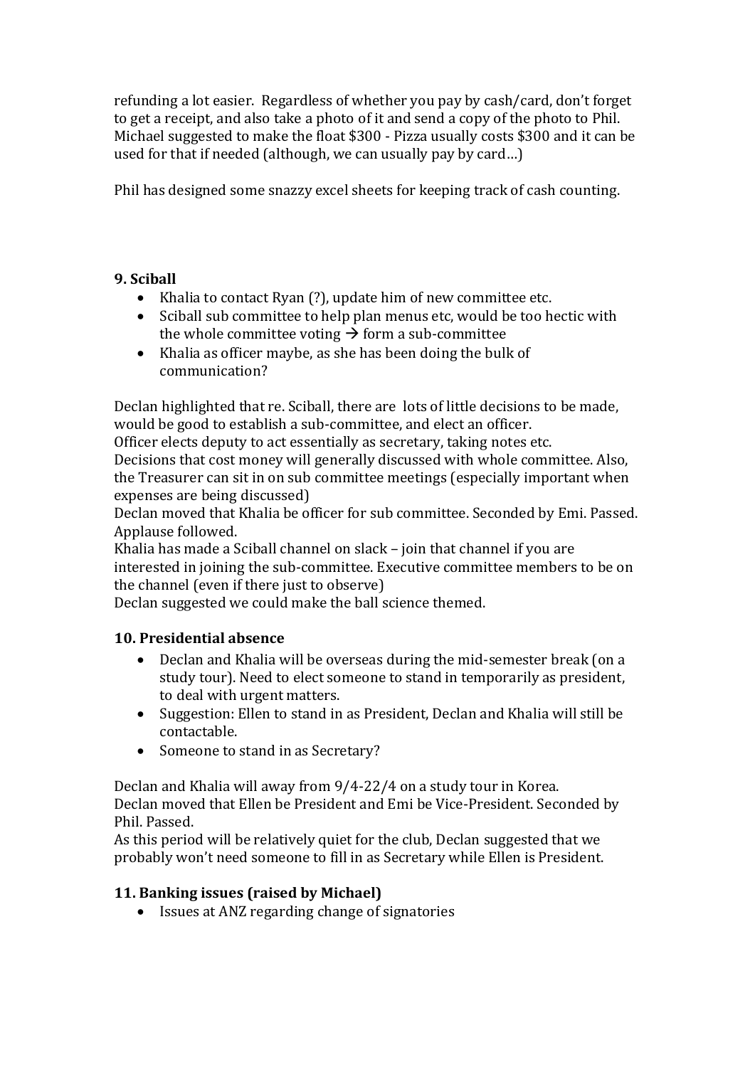refunding a lot easier. Regardless of whether you pay by cash/card, don't forget to get a receipt, and also take a photo of it and send a copy of the photo to Phil. Michael suggested to make the float $300 - Pizza usually costs $300 and it can be used for that if needed (although, we can usually pay by card…)

Phil has designed some snazzy excel sheets for keeping track of cash counting.

### 9. Sciball

- Khalia to contact Ryan (?), update him of new committee etc.
- Sciball sub committee to help plan menus etc, would be too hectic with the whole committee voting → form a sub-committee
- Khalia as officer maybe, as she has been doing the bulk of communication?

Declan highlighted that re. Sciball, there are lots of little decisions to be made, would be good to establish a sub-committee, and elect an officer.
Officer elects deputy to act essentially as secretary, taking notes etc.
Decisions that cost money will generally discussed with whole committee. Also, the Treasurer can sit in on sub committee meetings (especially important when expenses are being discussed)
Declan moved that Khalia be officer for sub committee. Seconded by Emi. Passed. Applause followed.
Khalia has made a Sciball channel on slack – join that channel if you are interested in joining the sub-committee. Executive committee members to be on the channel (even if there just to observe)
Declan suggested we could make the ball science themed.

### 10. Presidential absence

- Declan and Khalia will be overseas during the mid-semester break (on a study tour). Need to elect someone to stand in temporarily as president, to deal with urgent matters.
- Suggestion: Ellen to stand in as President, Declan and Khalia will still be contactable.
- Someone to stand in as Secretary?

Declan and Khalia will away from 9/4-22/4 on a study tour in Korea.
Declan moved that Ellen be President and Emi be Vice-President. Seconded by Phil. Passed.
As this period will be relatively quiet for the club, Declan suggested that we probably won't need someone to fill in as Secretary while Ellen is President.

### 11. Banking issues (raised by Michael)

- Issues at ANZ regarding change of signatories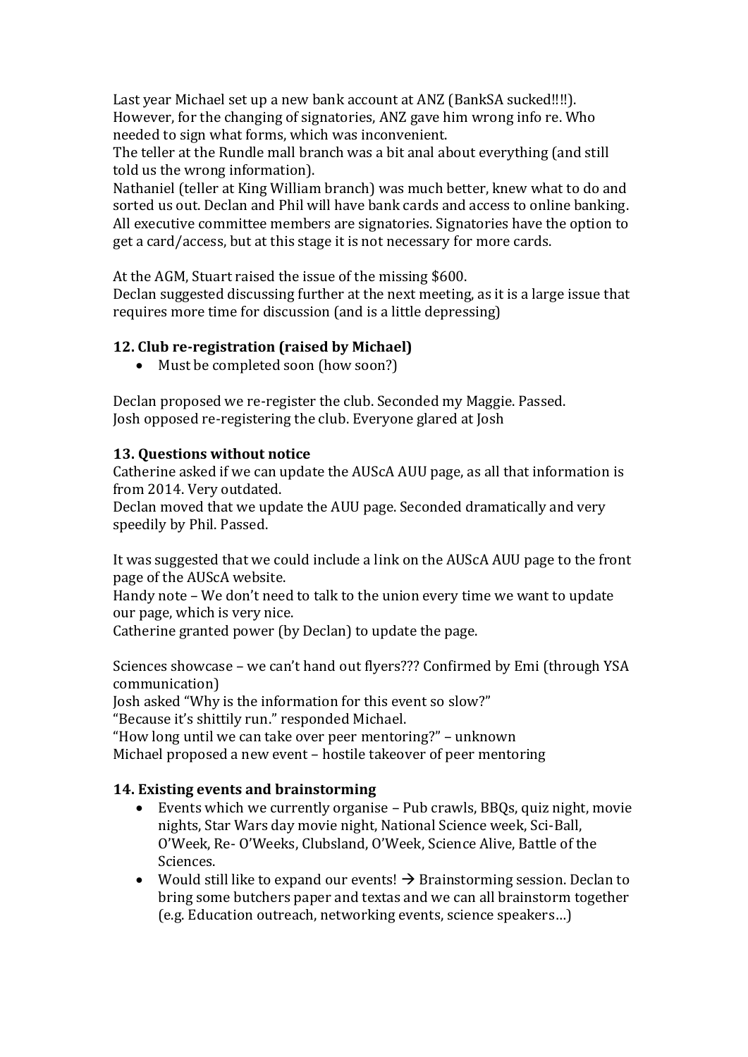Last year Michael set up a new bank account at ANZ (BankSA sucked!!!!). However, for the changing of signatories, ANZ gave him wrong info re. Who needed to sign what forms, which was inconvenient.
The teller at the Rundle mall branch was a bit anal about everything (and still told us the wrong information).
Nathaniel (teller at King William branch) was much better, knew what to do and sorted us out. Declan and Phil will have bank cards and access to online banking. All executive committee members are signatories. Signatories have the option to get a card/access, but at this stage it is not necessary for more cards.

At the AGM, Stuart raised the issue of the missing $600.
Declan suggested discussing further at the next meeting, as it is a large issue that requires more time for discussion (and is a little depressing)

**12. Club re-registration (raised by Michael)**

- Must be completed soon (how soon?)

Declan proposed we re-register the club. Seconded my Maggie. Passed.
Josh opposed re-registering the club. Everyone glared at Josh

**13. Questions without notice**

Catherine asked if we can update the AUScA AUU page, as all that information is from 2014. Very outdated.
Declan moved that we update the AUU page. Seconded dramatically and very speedily by Phil. Passed.

It was suggested that we could include a link on the AUScA AUU page to the front page of the AUScA website.
Handy note – We don't need to talk to the union every time we want to update our page, which is very nice.
Catherine granted power (by Declan) to update the page.

Sciences showcase – we can't hand out flyers??? Confirmed by Emi (through YSA communication)
Josh asked "Why is the information for this event so slow?"
"Because it's shittily run." responded Michael.
"How long until we can take over peer mentoring?" – unknown
Michael proposed a new event – hostile takeover of peer mentoring

**14. Existing events and brainstorming**

- Events which we currently organise – Pub crawls, BBQs, quiz night, movie nights, Star Wars day movie night, National Science week, Sci-Ball, O'Week, Re- O'Weeks, Clubsland, O'Week, Science Alive, Battle of the Sciences.
- Would still like to expand our events! → Brainstorming session. Declan to bring some butchers paper and textas and we can all brainstorm together (e.g. Education outreach, networking events, science speakers…)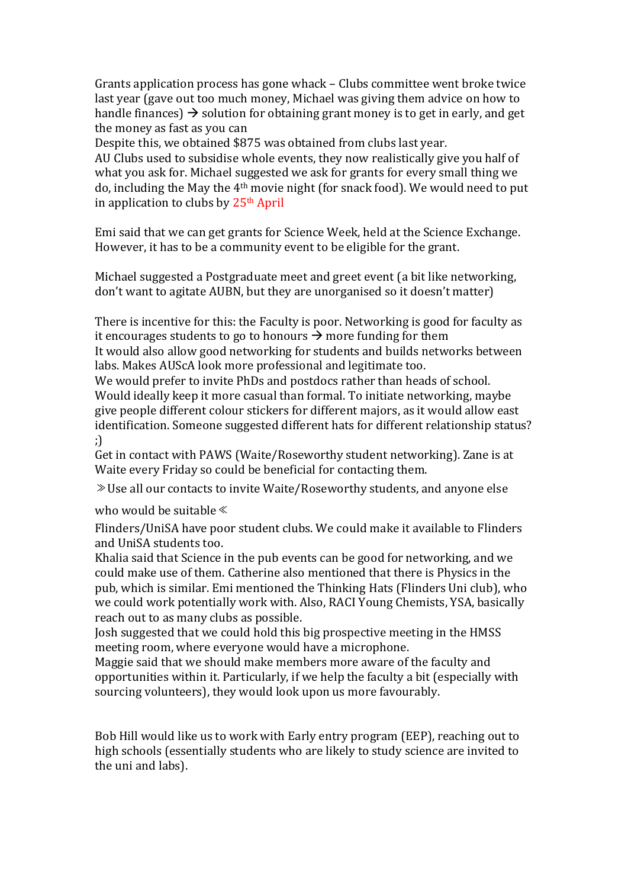Grants application process has gone whack – Clubs committee went broke twice last year (gave out too much money, Michael was giving them advice on how to handle finances) → solution for obtaining grant money is to get in early, and get the money as fast as you can

Despite this, we obtained $875 was obtained from clubs last year.

AU Clubs used to subsidise whole events, they now realistically give you half of what you ask for. Michael suggested we ask for grants for every small thing we do, including the May the 4th movie night (for snack food). We would need to put in application to clubs by 25th April

Emi said that we can get grants for Science Week, held at the Science Exchange. However, it has to be a community event to be eligible for the grant.

Michael suggested a Postgraduate meet and greet event (a bit like networking, don't want to agitate AUBN, but they are unorganised so it doesn't matter)

There is incentive for this: the Faculty is poor. Networking is good for faculty as it encourages students to go to honours → more funding for them

It would also allow good networking for students and builds networks between labs. Makes AUScA look more professional and legitimate too.

We would prefer to invite PhDs and postdocs rather than heads of school. Would ideally keep it more casual than formal. To initiate networking, maybe give people different colour stickers for different majors, as it would allow east identification. Someone suggested different hats for different relationship status? ;)

Get in contact with PAWS (Waite/Roseworthy student networking). Zane is at Waite every Friday so could be beneficial for contacting them.

≫Use all our contacts to invite Waite/Roseworthy students, and anyone else who would be suitable≪

Flinders/UniSA have poor student clubs. We could make it available to Flinders and UniSA students too.

Khalia said that Science in the pub events can be good for networking, and we could make use of them. Catherine also mentioned that there is Physics in the pub, which is similar. Emi mentioned the Thinking Hats (Flinders Uni club), who we could work potentially work with. Also, RACI Young Chemists, YSA, basically reach out to as many clubs as possible.

Josh suggested that we could hold this big prospective meeting in the HMSS meeting room, where everyone would have a microphone.

Maggie said that we should make members more aware of the faculty and opportunities within it. Particularly, if we help the faculty a bit (especially with sourcing volunteers), they would look upon us more favourably.

Bob Hill would like us to work with Early entry program (EEP), reaching out to high schools (essentially students who are likely to study science are invited to the uni and labs).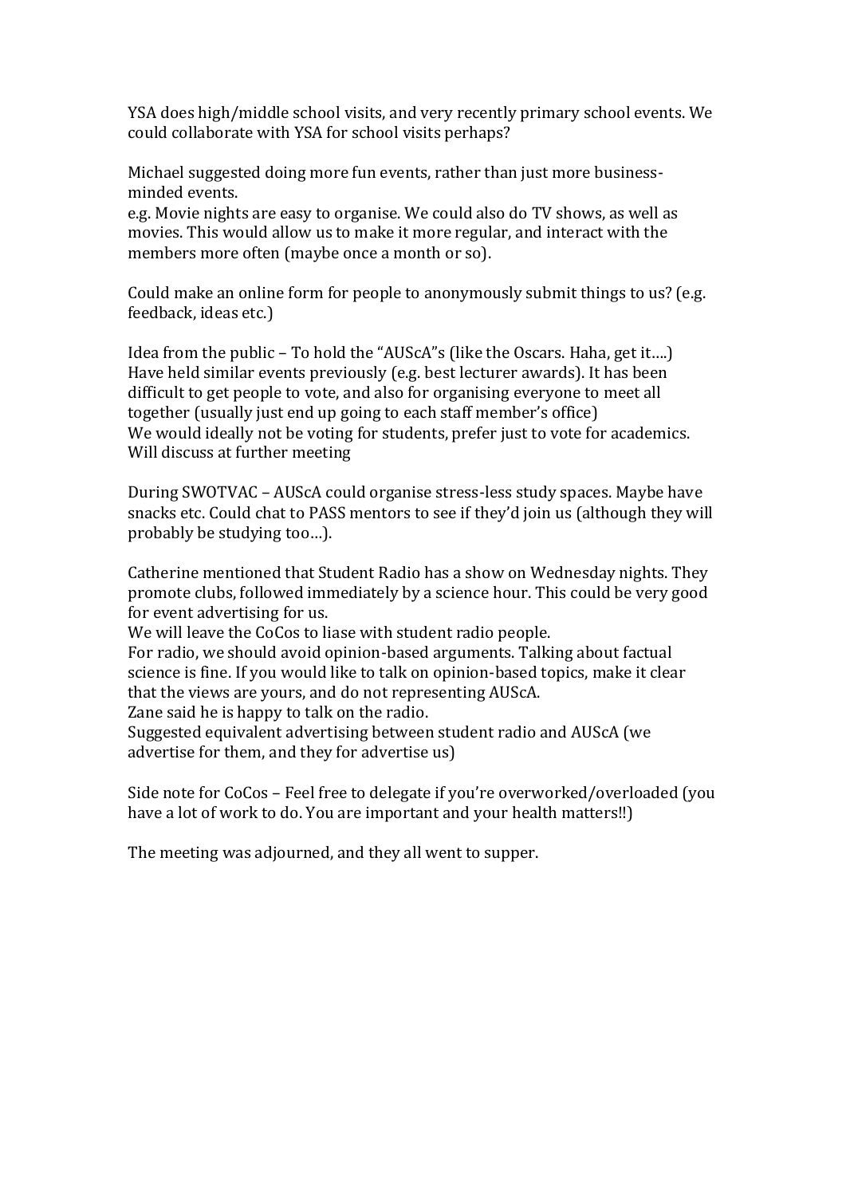YSA does high/middle school visits, and very recently primary school events. We could collaborate with YSA for school visits perhaps?

Michael suggested doing more fun events, rather than just more business-minded events.
e.g. Movie nights are easy to organise. We could also do TV shows, as well as movies. This would allow us to make it more regular, and interact with the members more often (maybe once a month or so).

Could make an online form for people to anonymously submit things to us? (e.g. feedback, ideas etc.)

Idea from the public – To hold the "AUScA"s (like the Oscars. Haha, get it....)
Have held similar events previously (e.g. best lecturer awards). It has been difficult to get people to vote, and also for organising everyone to meet all together (usually just end up going to each staff member's office)
We would ideally not be voting for students, prefer just to vote for academics.
Will discuss at further meeting

During SWOTVAC – AUScA could organise stress-less study spaces. Maybe have snacks etc. Could chat to PASS mentors to see if they'd join us (although they will probably be studying too…).

Catherine mentioned that Student Radio has a show on Wednesday nights. They promote clubs, followed immediately by a science hour. This could be very good for event advertising for us.
We will leave the CoCos to liase with student radio people.
For radio, we should avoid opinion-based arguments. Talking about factual science is fine. If you would like to talk on opinion-based topics, make it clear that the views are yours, and do not representing AUScA.
Zane said he is happy to talk on the radio.
Suggested equivalent advertising between student radio and AUScA (we advertise for them, and they for advertise us)

Side note for CoCos – Feel free to delegate if you're overworked/overloaded (you have a lot of work to do. You are important and your health matters!!)

The meeting was adjourned, and they all went to supper.